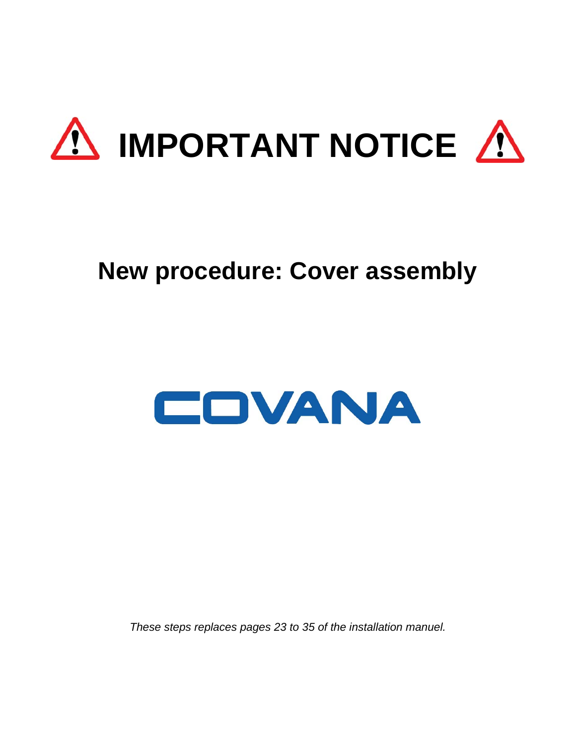# ⚠ IMPORTANT NOTICE ⚠

## New procedure: Cover assembly

COVANA

*These steps replaces pages 23 to 35 of the installation manuel.*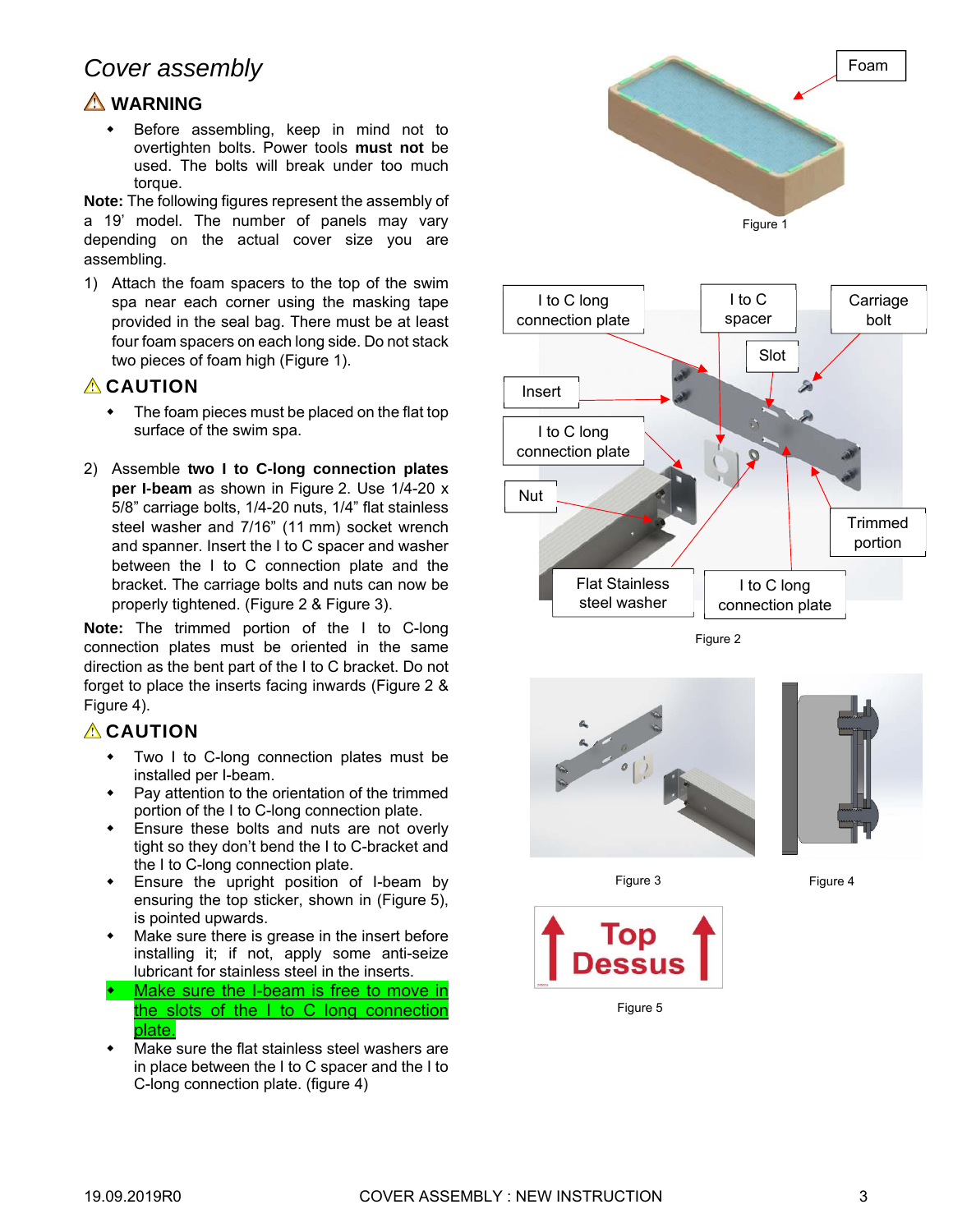## *Cover assembly*

### ⚠ WARNING

- Before assembling, keep in mind not to overtighten bolts. Power tools **must not** be used. The bolts will break under too much torque.

**Note:** The following figures represent the assembly of a 19' model. The number of panels may vary depending on the actual cover size you are assembling.

1) Attach the foam spacers to the top of the swim spa near each corner using the masking tape provided in the seal bag. There must be at least four foam spacers on each long side. Do not stack two pieces of foam high (Figure 1).

### ⚠ CAUTION

- The foam pieces must be placed on the flat top surface of the swim spa.

2) Assemble **two I to C-long connection plates per I-beam** as shown in Figure 2. Use 1/4-20 x 5/8" carriage bolts, 1/4-20 nuts, 1/4" flat stainless steel washer and 7/16" (11 mm) socket wrench and spanner. Insert the I to C spacer and washer between the I to C connection plate and the bracket. The carriage bolts and nuts can now be properly tightened. (Figure 2 & Figure 3).

**Note:** The trimmed portion of the I to C-long connection plates must be oriented in the same direction as the bent part of the I to C bracket. Do not forget to place the inserts facing inwards (Figure 2 & Figure 4).

### ⚠ CAUTION

- Two I to C-long connection plates must be installed per I-beam.
- Pay attention to the orientation of the trimmed portion of the I to C-long connection plate.
- Ensure these bolts and nuts are not overly tight so they don't bend the I to C-bracket and the I to C-long connection plate.
- Ensure the upright position of I-beam by ensuring the top sticker, shown in (Figure 5), is pointed upwards.
- Make sure there is grease in the insert before installing it; if not, apply some anti-seize lubricant for stainless steel in the inserts.
- <u>Make sure the I-beam is free to move in the slots of the I to C long connection plate.</u>
- Make sure the flat stainless steel washers are in place between the I to C spacer and the I to C-long connection plate. (figure 4)

Foam

Figure 1

I to C long connection plate | I to C spacer | Carriage bolt | Slot | Insert | I to C long connection plate | Nut | Trimmed portion | Flat Stainless steel washer | I to C long connection plate

Figure 2

Figure 3

Figure 4

Top
Dessus

Figure 5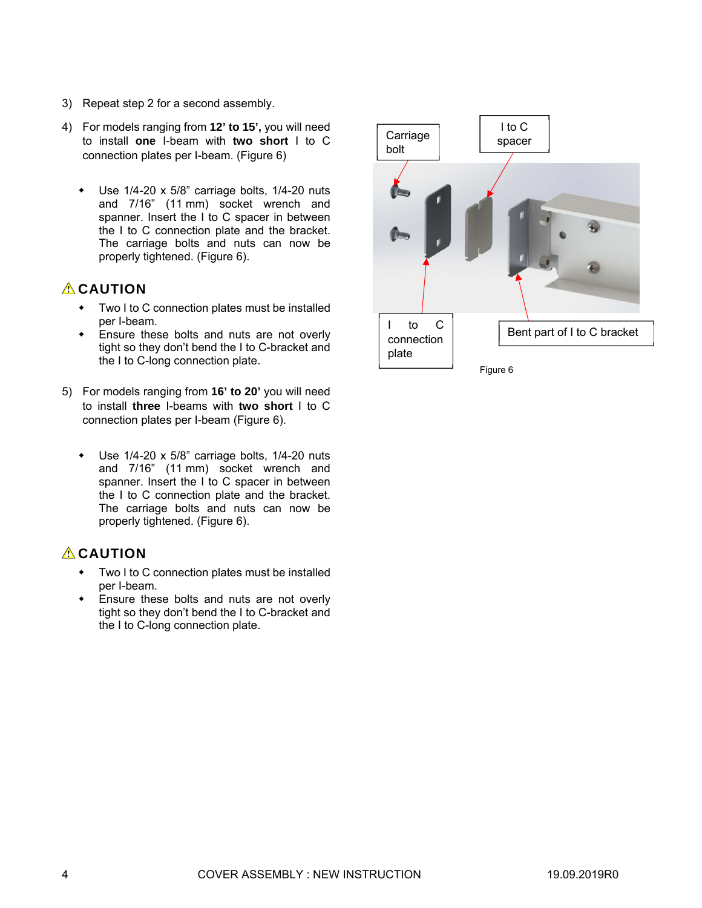3) Repeat step 2 for a second assembly.

4) For models ranging from **12' to 15',** you will need to install **one** I-beam with **two short** I to C connection plates per I-beam. (Figure 6)

- Use 1/4-20 x 5/8" carriage bolts, 1/4-20 nuts and 7/16" (11 mm) socket wrench and spanner. Insert the I to C spacer in between the I to C connection plate and the bracket. The carriage bolts and nuts can now be properly tightened. (Figure 6).

### ⚠ CAUTION

- Two I to C connection plates must be installed per I-beam.
- Ensure these bolts and nuts are not overly tight so they don't bend the I to C-bracket and the I to C-long connection plate.

5) For models ranging from **16' to 20'** you will need to install **three** I-beams with **two short** I to C connection plates per I-beam (Figure 6).

- Use 1/4-20 x 5/8" carriage bolts, 1/4-20 nuts and 7/16" (11 mm) socket wrench and spanner. Insert the I to C spacer in between the I to C connection plate and the bracket. The carriage bolts and nuts can now be properly tightened. (Figure 6).

### ⚠ CAUTION

- Two I to C connection plates must be installed per I-beam.
- Ensure these bolts and nuts are not overly tight so they don't bend the I to C-bracket and the I to C-long connection plate.

Carriage bolt

I to C spacer

I to C connection plate

Bent part of I to C bracket

Figure 6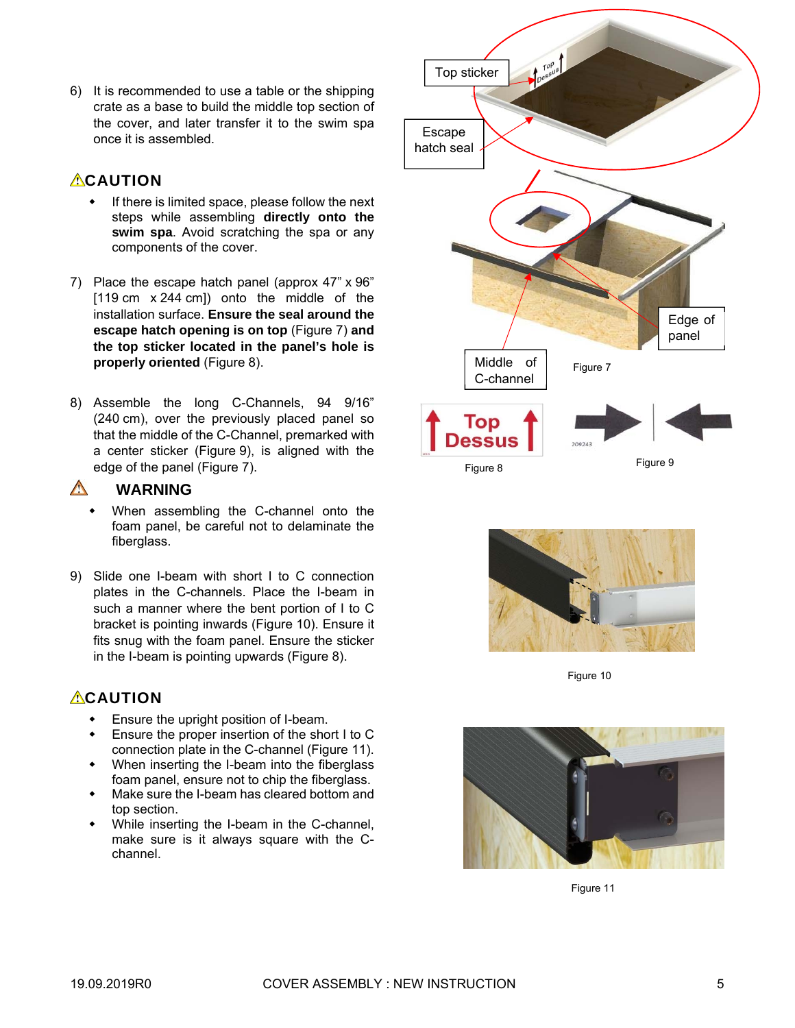6) It is recommended to use a table or the shipping crate as a base to build the middle top section of the cover, and later transfer it to the swim spa once it is assembled.

### ⚠CAUTION

- If there is limited space, please follow the next steps while assembling **directly onto the swim spa**. Avoid scratching the spa or any components of the cover.

7) Place the escape hatch panel (approx 47" x 96" [119 cm x 244 cm]) onto the middle of the installation surface. **Ensure the seal around the escape hatch opening is on top** (Figure 7) **and the top sticker located in the panel's hole is properly oriented** (Figure 8).

8) Assemble the long C-Channels, 94 9/16" (240 cm), over the previously placed panel so that the middle of the C-Channel, premarked with a center sticker (Figure 9), is aligned with the edge of the panel (Figure 7).

### ⚠ WARNING

- When assembling the C-channel onto the foam panel, be careful not to delaminate the fiberglass.

9) Slide one I-beam with short I to C connection plates in the C-channels. Place the I-beam in such a manner where the bent portion of I to C bracket is pointing inwards (Figure 10). Ensure it fits snug with the foam panel. Ensure the sticker in the I-beam is pointing upwards (Figure 8).

### ⚠CAUTION

- Ensure the upright position of I-beam.
- Ensure the proper insertion of the short I to C connection plate in the C-channel (Figure 11).
- When inserting the I-beam into the fiberglass foam panel, ensure not to chip the fiberglass.
- Make sure the I-beam has cleared bottom and top section.
- While inserting the I-beam in the C-channel, make sure is it always square with the C-channel.

Top sticker

Escape hatch seal

Edge of panel

Middle of C-channel

Figure 7

Top Dessus

Figure 8

Figure 9

Figure 10

Figure 11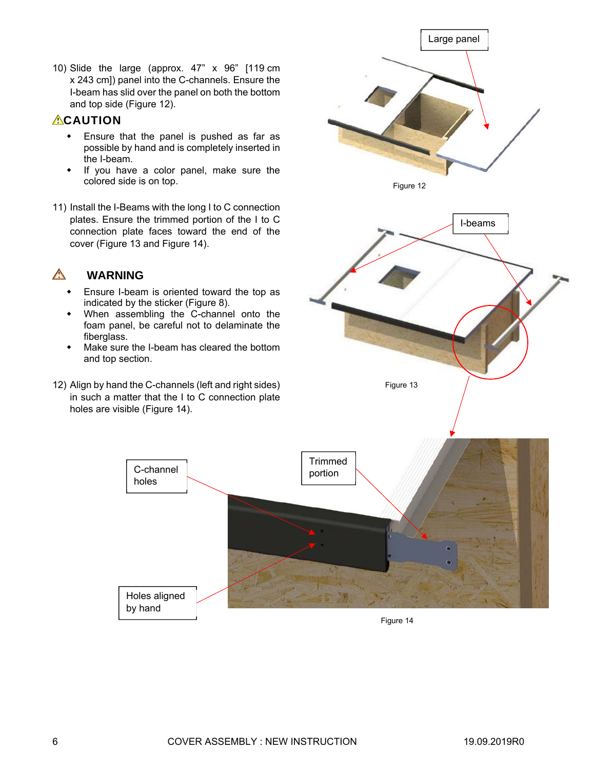10) Slide the large (approx. 47" x 96" [119 cm x 243 cm]) panel into the C-channels. Ensure the I-beam has slid over the panel on both the bottom and top side (Figure 12).

⚠**CAUTION**

- Ensure that the panel is pushed as far as possible by hand and is completely inserted in the I-beam.
- If you have a color panel, make sure the colored side is on top.

Large panel

Figure 12

11) Install the I-Beams with the long I to C connection plates. Ensure the trimmed portion of the I to C connection plate faces toward the end of the cover (Figure 13 and Figure 14).

⚠ **WARNING**

- Ensure I-beam is oriented toward the top as indicated by the sticker (Figure 8).
- When assembling the C-channel onto the foam panel, be careful not to delaminate the fiberglass.
- Make sure the I-beam has cleared the bottom and top section.

I-beams

Figure 13

12) Align by hand the C-channels (left and right sides) in such a matter that the I to C connection plate holes are visible (Figure 14).

C-channel holes

Trimmed portion

Holes aligned by hand

Figure 14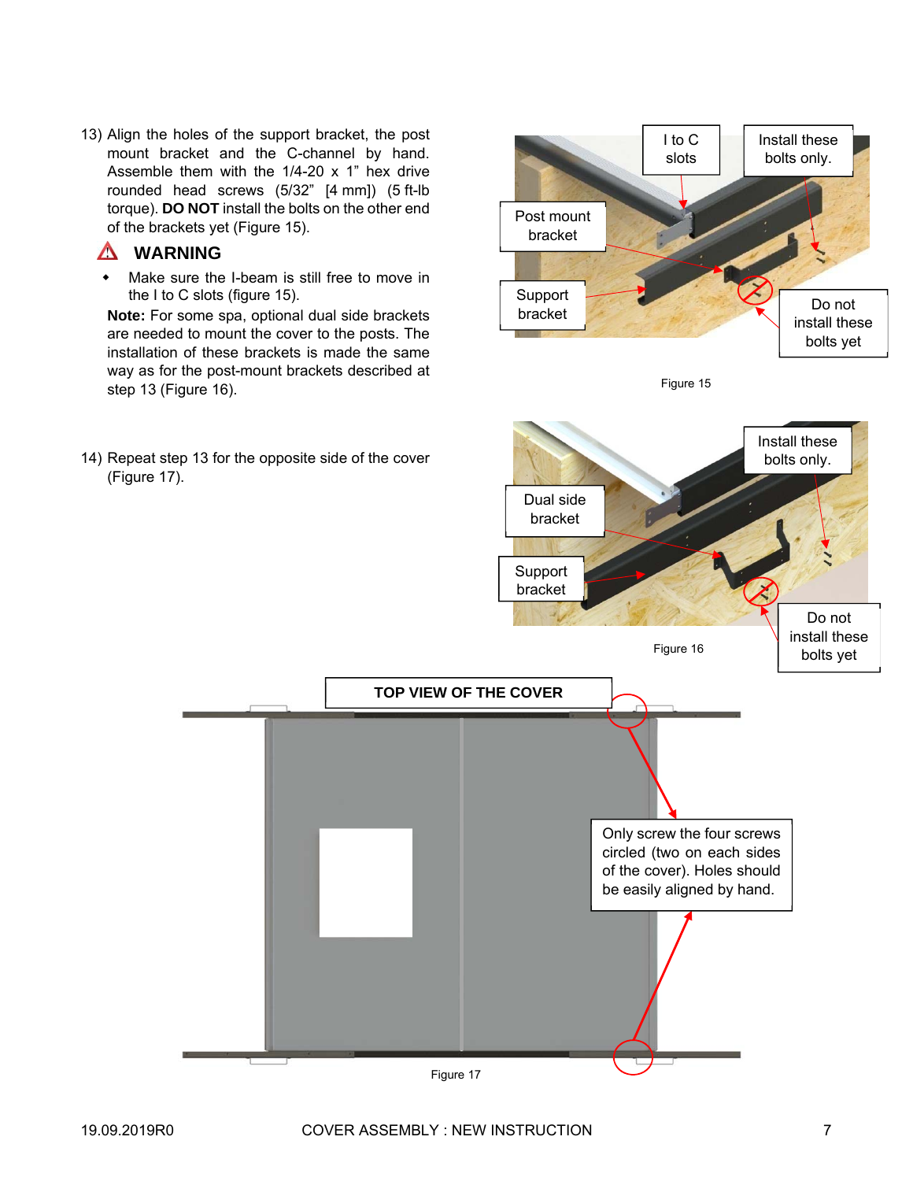13) Align the holes of the support bracket, the post mount bracket and the C-channel by hand. Assemble them with the 1/4-20 x 1" hex drive rounded head screws (5/32" [4 mm]) (5 ft-lb torque). **DO NOT** install the bolts on the other end of the brackets yet (Figure 15).

## ⚠ WARNING

- Make sure the I-beam is still free to move in the I to C slots (figure 15).

**Note:** For some spa, optional dual side brackets are needed to mount the cover to the posts. The installation of these brackets is made the same way as for the post-mount brackets described at step 13 (Figure 16).

I to C slots

Install these bolts only.

Post mount bracket

Support bracket

Do not install these bolts yet

Figure 15

14) Repeat step 13 for the opposite side of the cover (Figure 17).

Install these bolts only.

Dual side bracket

Support bracket

Do not install these bolts yet

Figure 16

**TOP VIEW OF THE COVER**

Only screw the four screws circled (two on each sides of the cover). Holes should be easily aligned by hand.

Figure 17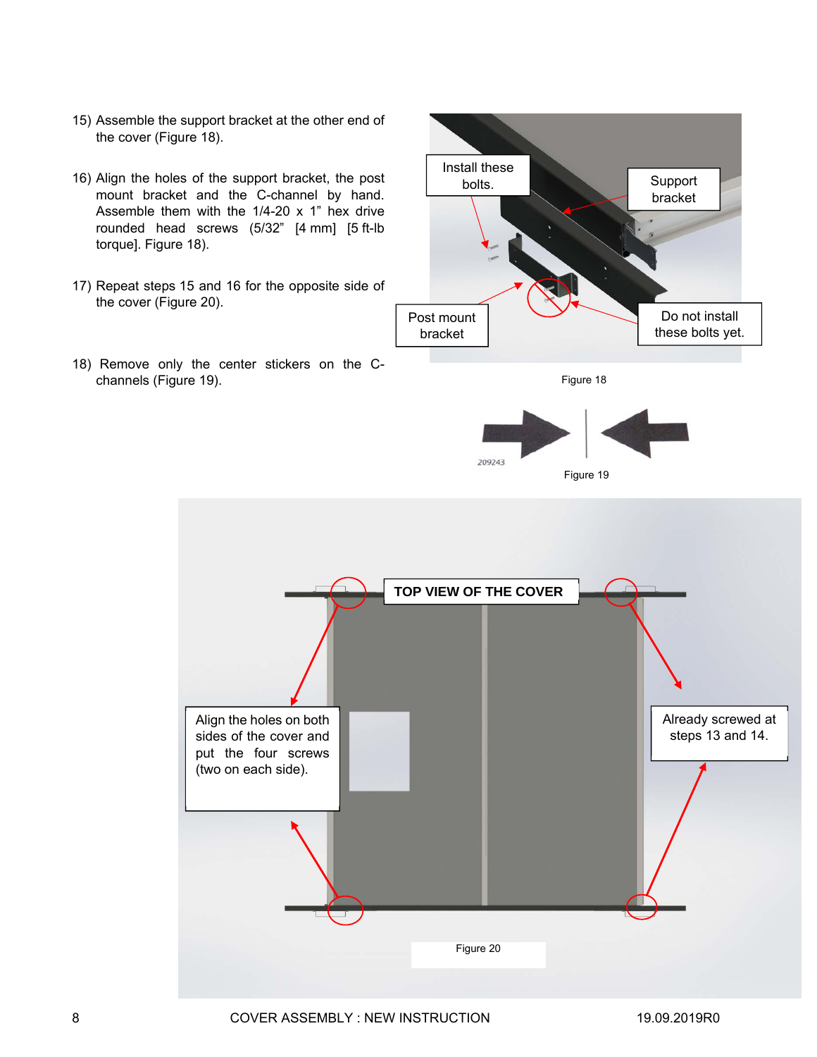15) Assemble the support bracket at the other end of the cover (Figure 18).

16) Align the holes of the support bracket, the post mount bracket and the C-channel by hand. Assemble them with the 1/4-20 x 1” hex drive rounded head screws (5/32” [4 mm] [5 ft-lb torque]. Figure 18).

17) Repeat steps 15 and 16 for the opposite side of the cover (Figure 20).

18) Remove only the center stickers on the C-channels (Figure 19).

Install these bolts.

Support bracket

Post mount bracket

Do not install these bolts yet.

Figure 18

209243

Figure 19

TOP VIEW OF THE COVER

Align the holes on both sides of the cover and put the four screws (two on each side).

Already screwed at steps 13 and 14.

Figure 20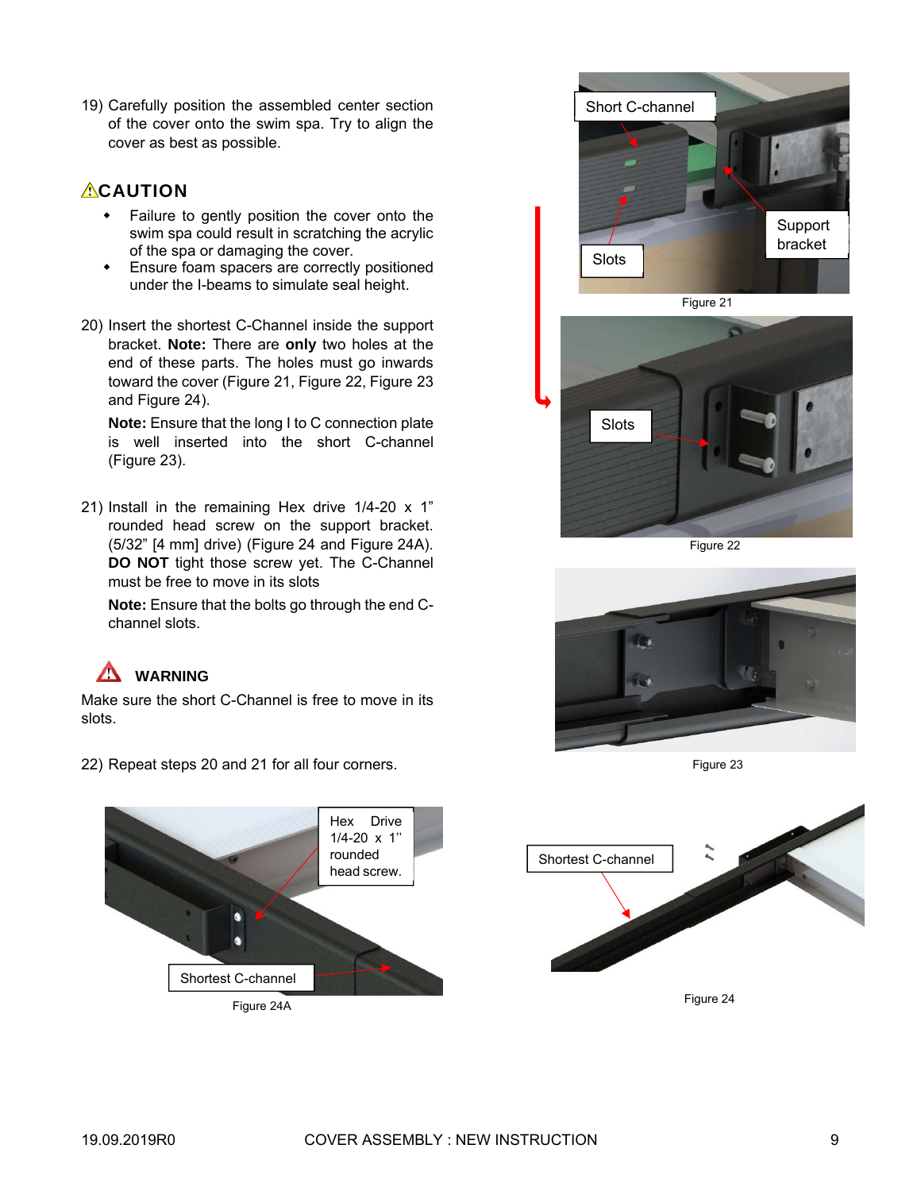19) Carefully position the assembled center section of the cover onto the swim spa. Try to align the cover as best as possible.

## ⚠CAUTION

- Failure to gently position the cover onto the swim spa could result in scratching the acrylic of the spa or damaging the cover.
- Ensure foam spacers are correctly positioned under the I-beams to simulate seal height.

20) Insert the shortest C-Channel inside the support bracket. **Note:** There are **only** two holes at the end of these parts. The holes must go inwards toward the cover (Figure 21, Figure 22, Figure 23 and Figure 24).

    **Note:** Ensure that the long I to C connection plate is well inserted into the short C-channel (Figure 23).

21) Install in the remaining Hex drive 1/4-20 x 1" rounded head screw on the support bracket. (5/32" [4 mm] drive) (Figure 24 and Figure 24A). **DO NOT** tight those screw yet. The C-Channel must be free to move in its slots

    **Note:** Ensure that the bolts go through the end C-channel slots.

## WARNING

Make sure the short C-Channel is free to move in its slots.

22) Repeat steps 20 and 21 for all four corners.

Short C-channel
Support bracket
Slots

Figure 21

Slots

Figure 22

Figure 23

Hex Drive 1/4-20 x 1'' rounded head screw.
Shortest C-channel

Figure 24A

Shortest C-channel

Figure 24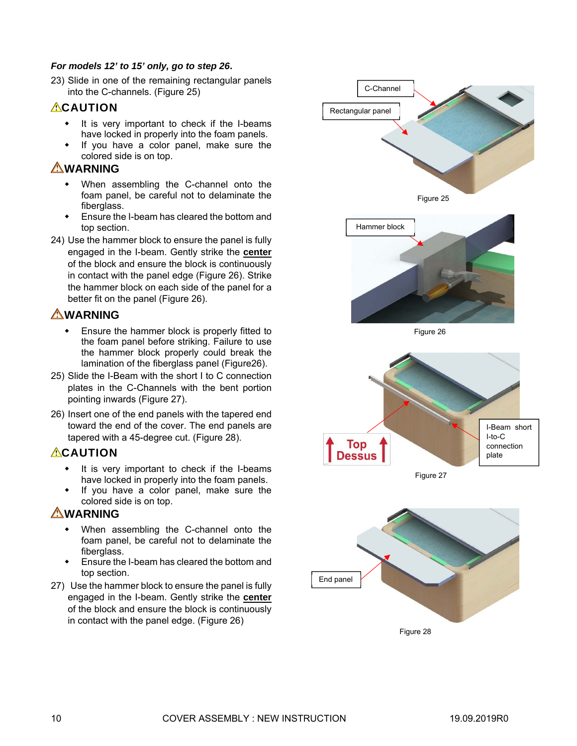***For models 12' to 15' only, go to step 26.***

23) Slide in one of the remaining rectangular panels into the C-channels. (Figure 25)

## ⚠CAUTION

- It is very important to check if the I-beams have locked in properly into the foam panels.
- If you have a color panel, make sure the colored side is on top.

## ⚠WARNING

- When assembling the C-channel onto the foam panel, be careful not to delaminate the fiberglass.
- Ensure the I-beam has cleared the bottom and top section.

24) Use the hammer block to ensure the panel is fully engaged in the I-beam. Gently strike the **center** of the block and ensure the block is continuously in contact with the panel edge (Figure 26). Strike the hammer block on each side of the panel for a better fit on the panel (Figure 26).

## ⚠WARNING

- Ensure the hammer block is properly fitted to the foam panel before striking. Failure to use the hammer block properly could break the lamination of the fiberglass panel (Figure26).

25) Slide the I-Beam with the short I to C connection plates in the C-Channels with the bent portion pointing inwards (Figure 27).

26) Insert one of the end panels with the tapered end toward the end of the cover. The end panels are tapered with a 45-degree cut. (Figure 28).

## ⚠CAUTION

- It is very important to check if the I-beams have locked in properly into the foam panels.
- If you have a color panel, make sure the colored side is on top.

## ⚠WARNING

- When assembling the C-channel onto the foam panel, be careful not to delaminate the fiberglass.
- Ensure the I-beam has cleared the bottom and top section.

27) Use the hammer block to ensure the panel is fully engaged in the I-beam. Gently strike the **center** of the block and ensure the block is continuously in contact with the panel edge. (Figure 26)

C-Channel

Rectangular panel

Figure 25

Hammer block

Figure 26

Top Dessus

I-Beam short I-to-C connection plate

Figure 27

End panel

Figure 28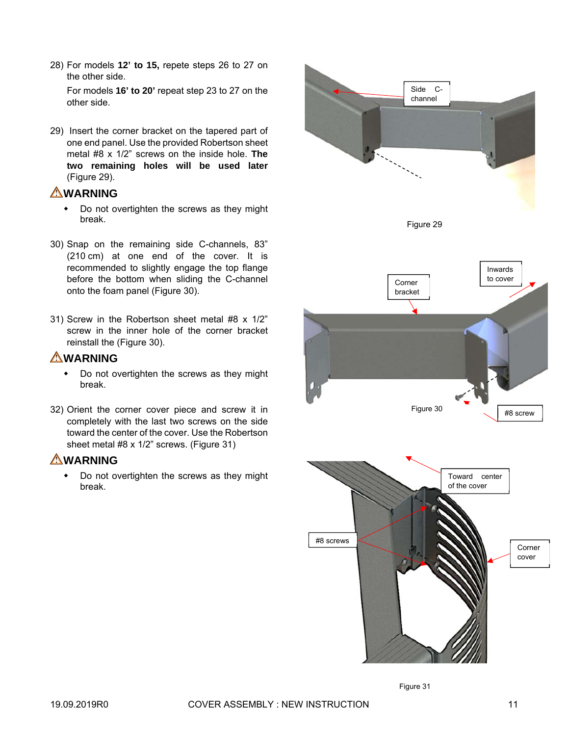28) For models **12' to 15,** repete steps 26 to 27 on the other side.

    For models **16' to 20'** repeat step 23 to 27 on the other side.

29) Insert the corner bracket on the tapered part of one end panel. Use the provided Robertson sheet metal #8 x 1/2" screws on the inside hole. **The two remaining holes will be used later** (Figure 29).

## ⚠WARNING

- Do not overtighten the screws as they might break.

Side C-channel

Figure 29

30) Snap on the remaining side C-channels, 83" (210 cm) at one end of the cover. It is recommended to slightly engage the top flange before the bottom when sliding the C-channel onto the foam panel (Figure 30).

31) Screw in the Robertson sheet metal #8 x 1/2" screw in the inner hole of the corner bracket reinstall the (Figure 30).

## ⚠WARNING

- Do not overtighten the screws as they might break.

Corner bracket

Inwards to cover

#8 screw

Figure 30

32) Orient the corner cover piece and screw it in completely with the last two screws on the side toward the center of the cover. Use the Robertson sheet metal #8 x 1/2" screws. (Figure 31)

## ⚠WARNING

- Do not overtighten the screws as they might break.

Toward center of the cover

#8 screws

Corner cover

Figure 31

19.09.2019R0 COVER ASSEMBLY : NEW INSTRUCTION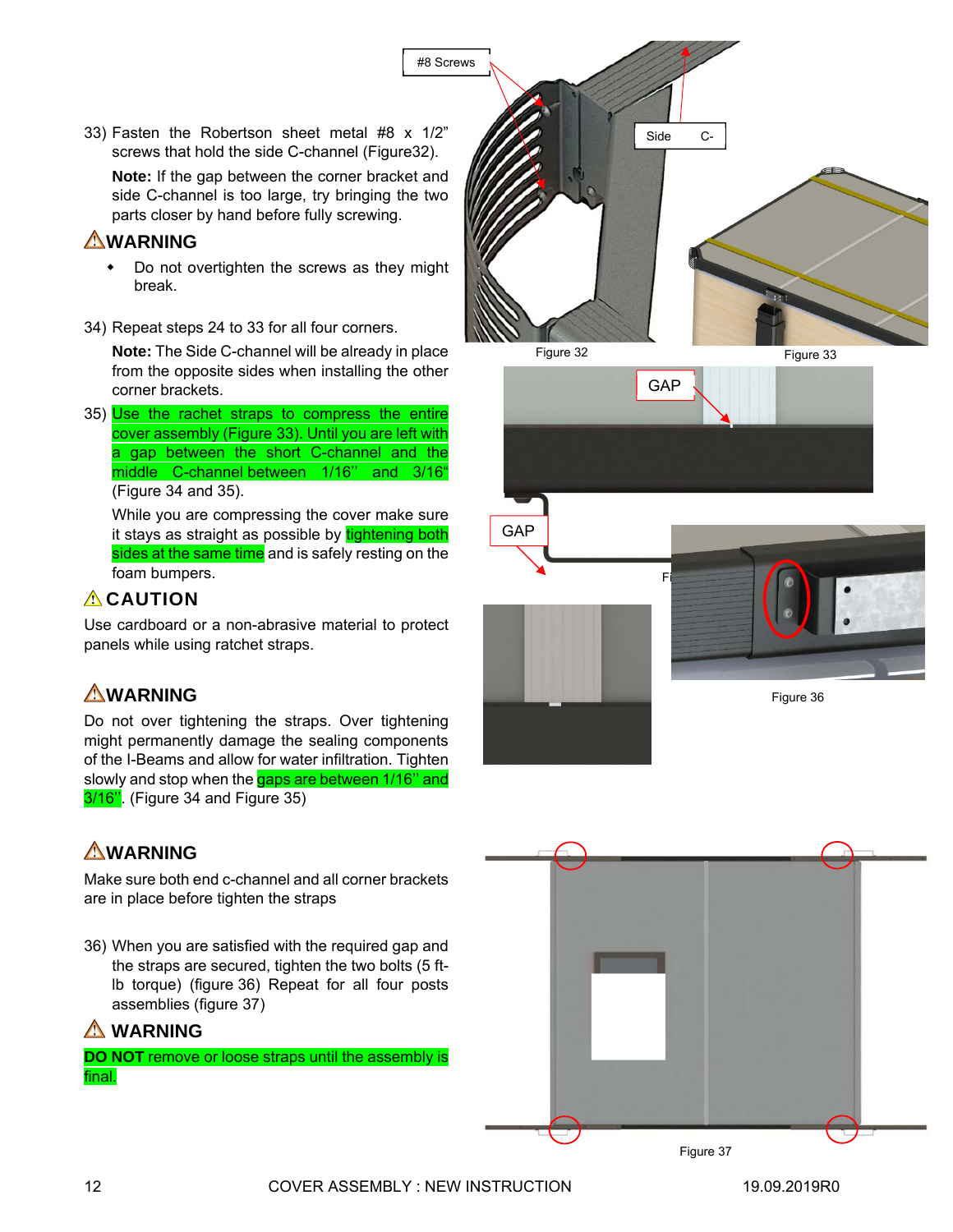33) Fasten the Robertson sheet metal #8 x 1/2" screws that hold the side C-channel (Figure32).

 **Note:** If the gap between the corner bracket and side C-channel is too large, try bringing the two parts closer by hand before fully screwing.

⚠**WARNING**

- Do not overtighten the screws as they might break.

34) Repeat steps 24 to 33 for all four corners.

 **Note:** The Side C-channel will be already in place from the opposite sides when installing the other corner brackets.

35) Use the rachet straps to compress the entire cover assembly (Figure 33). Until you are left with a gap between the short C-channel and the middle C-channel between 1/16'' and 3/16" (Figure 34 and 35).

 While you are compressing the cover make sure it stays as straight as possible by tightening both sides at the same time and is safely resting on the foam bumpers.

⚠**CAUTION**

Use cardboard or a non-abrasive material to protect panels while using ratchet straps.

⚠**WARNING**

Do not over tightening the straps. Over tightening might permanently damage the sealing components of the I-Beams and allow for water infiltration. Tighten slowly and stop when the gaps are between 1/16'' and 3/16". (Figure 34 and Figure 35)

⚠**WARNING**

Make sure both end c-channel and all corner brackets are in place before tighten the straps

36) When you are satisfied with the required gap and the straps are secured, tighten the two bolts (5 ft-lb torque) (figure 36) Repeat for all four posts assemblies (figure 37)

⚠ **WARNING**

**DO NOT** remove or loose straps until the assembly is final.

#8 Screws

Side C-

Figure 32

Figure 33

GAP

GAP

Figure 36

Figure 37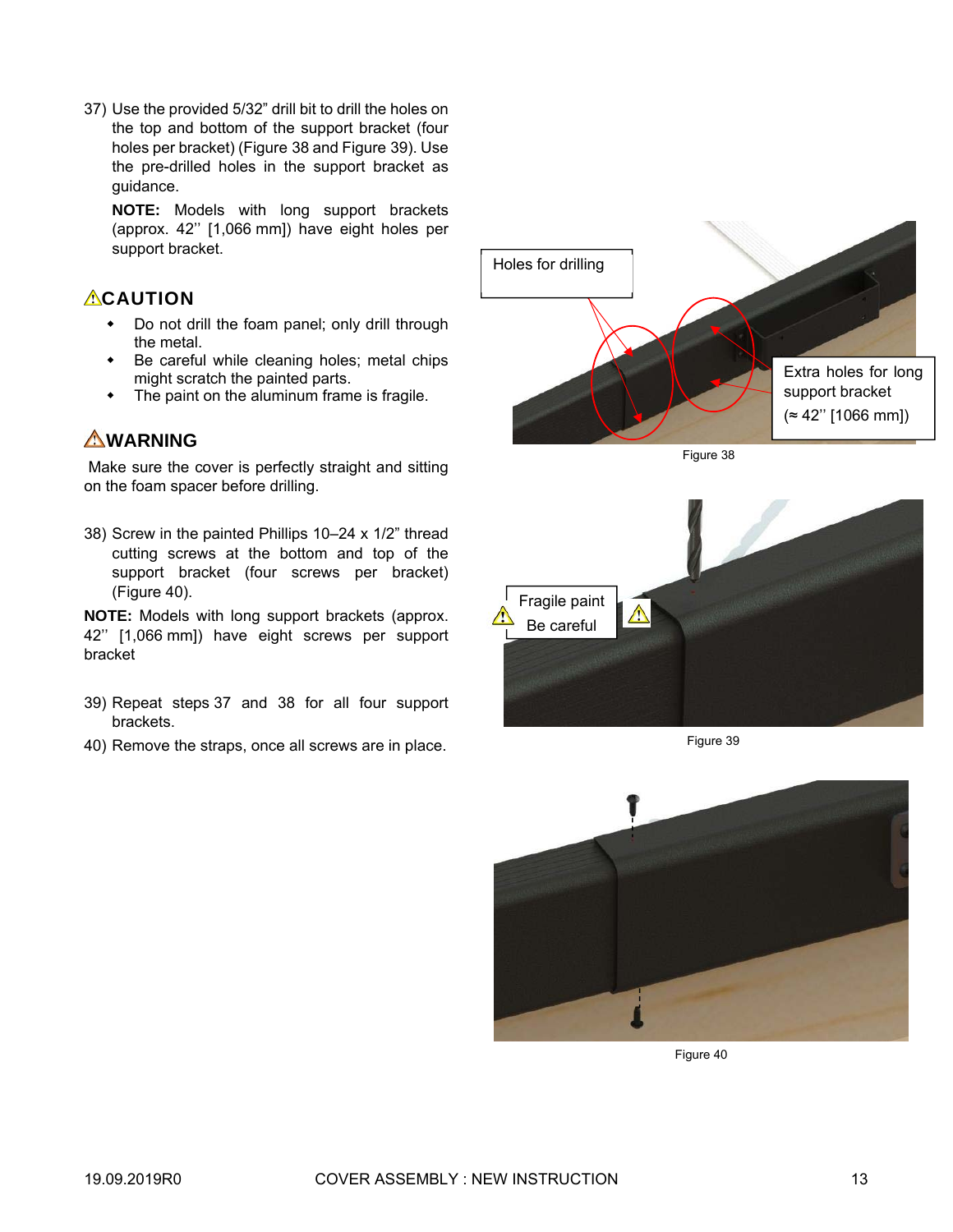37) Use the provided 5/32" drill bit to drill the holes on the top and bottom of the support bracket (four holes per bracket) (Figure 38 and Figure 39). Use the pre-drilled holes in the support bracket as guidance.

    **NOTE:** Models with long support brackets (approx. 42'' [1,066 mm]) have eight holes per support bracket.

## ⚠CAUTION

- Do not drill the foam panel; only drill through the metal.
- Be careful while cleaning holes; metal chips might scratch the painted parts.
- The paint on the aluminum frame is fragile.

## ⚠WARNING

Make sure the cover is perfectly straight and sitting on the foam spacer before drilling.

38) Screw in the painted Phillips 10–24 x 1/2" thread cutting screws at the bottom and top of the support bracket (four screws per bracket) (Figure 40).

**NOTE:** Models with long support brackets (approx. 42'' [1,066 mm]) have eight screws per support bracket

39) Repeat steps 37 and 38 for all four support brackets.

40) Remove the straps, once all screws are in place.

Holes for drilling

Extra holes for long support bracket (≈ 42'' [1066 mm])

Figure 38

Fragile paint Be careful

Figure 39

Figure 40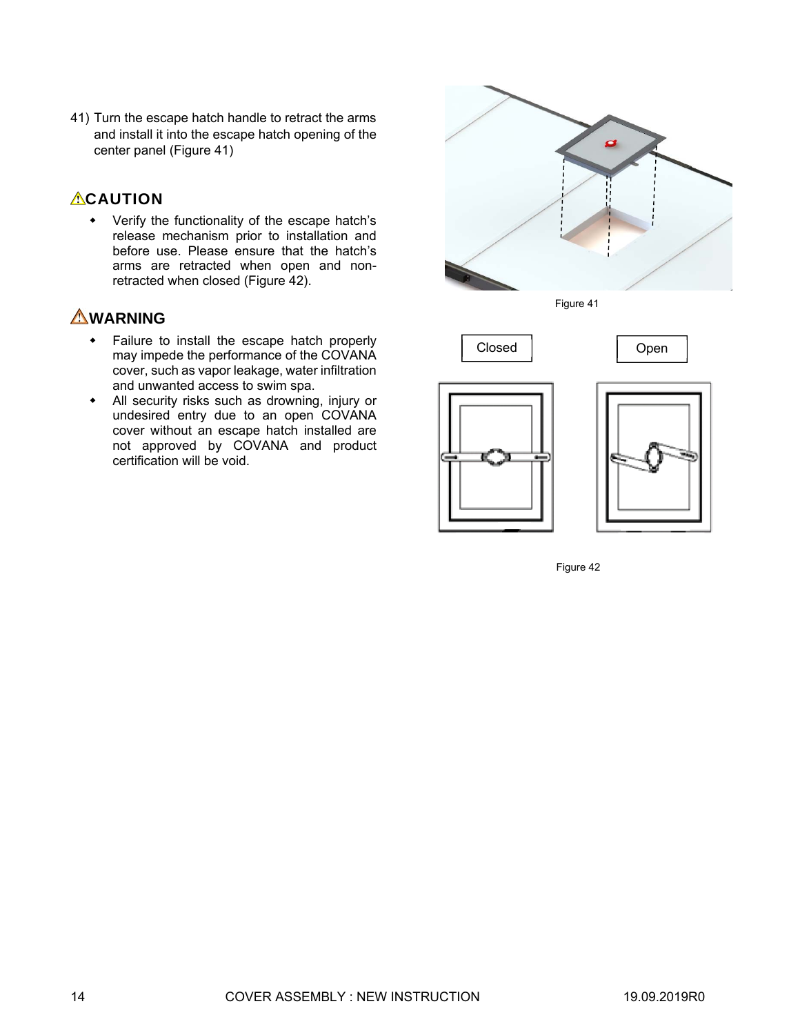41) Turn the escape hatch handle to retract the arms and install it into the escape hatch opening of the center panel (Figure 41)

## ⚠CAUTION

- Verify the functionality of the escape hatch's release mechanism prior to installation and before use. Please ensure that the hatch's arms are retracted when open and non-retracted when closed (Figure 42).

## ⚠WARNING

- Failure to install the escape hatch properly may impede the performance of the COVANA cover, such as vapor leakage, water infiltration and unwanted access to swim spa.
- All security risks such as drowning, injury or undesired entry due to an open COVANA cover without an escape hatch installed are not approved by COVANA and product certification will be void.

Figure 41

Closed

Open

Figure 42